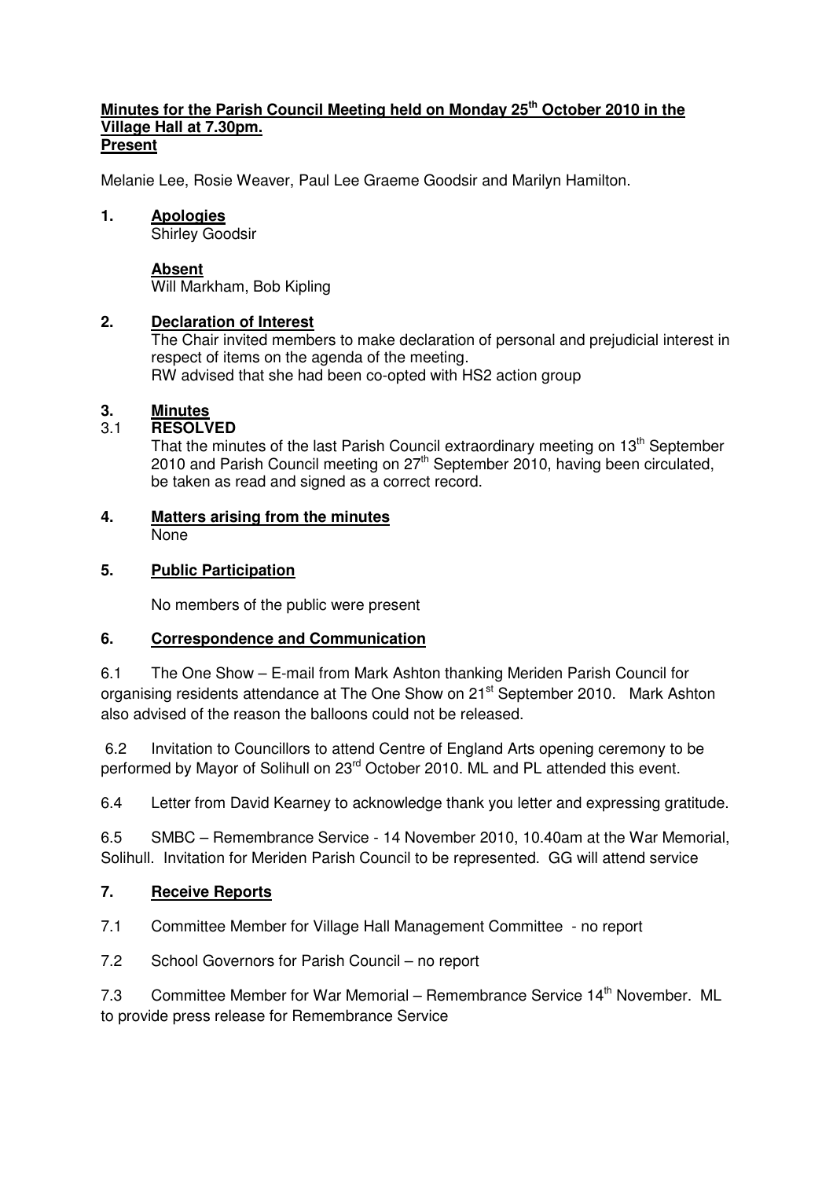**Minutes for the Parish Council Meeting held on Monday 25th October 2010 in the Village Hall at 7.30pm.**
**Present**

Melanie Lee, Rosie Weaver, Paul Lee Graeme Goodsir and Marilyn Hamilton.

**1. Apologies**
Shirley Goodsir

**Absent**
Will Markham, Bob Kipling

**2. Declaration of Interest**
The Chair invited members to make declaration of personal and prejudicial interest in respect of items on the agenda of the meeting.
RW advised that she had been co-opted with HS2 action group

**3. Minutes**
3.1 **RESOLVED**
That the minutes of the last Parish Council extraordinary meeting on 13th September 2010 and Parish Council meeting on 27th September 2010, having been circulated, be taken as read and signed as a correct record.

**4. Matters arising from the minutes**
None

**5. Public Participation**

No members of the public were present

**6. Correspondence and Communication**

6.1 The One Show – E-mail from Mark Ashton thanking Meriden Parish Council for organising residents attendance at The One Show on 21st September 2010. Mark Ashton also advised of the reason the balloons could not be released.

6.2 Invitation to Councillors to attend Centre of England Arts opening ceremony to be performed by Mayor of Solihull on 23rd October 2010. ML and PL attended this event.

6.4 Letter from David Kearney to acknowledge thank you letter and expressing gratitude.

6.5 SMBC – Remembrance Service - 14 November 2010, 10.40am at the War Memorial, Solihull. Invitation for Meriden Parish Council to be represented. GG will attend service

**7. Receive Reports**

7.1 Committee Member for Village Hall Management Committee - no report

7.2 School Governors for Parish Council – no report

7.3 Committee Member for War Memorial – Remembrance Service 14th November. ML to provide press release for Remembrance Service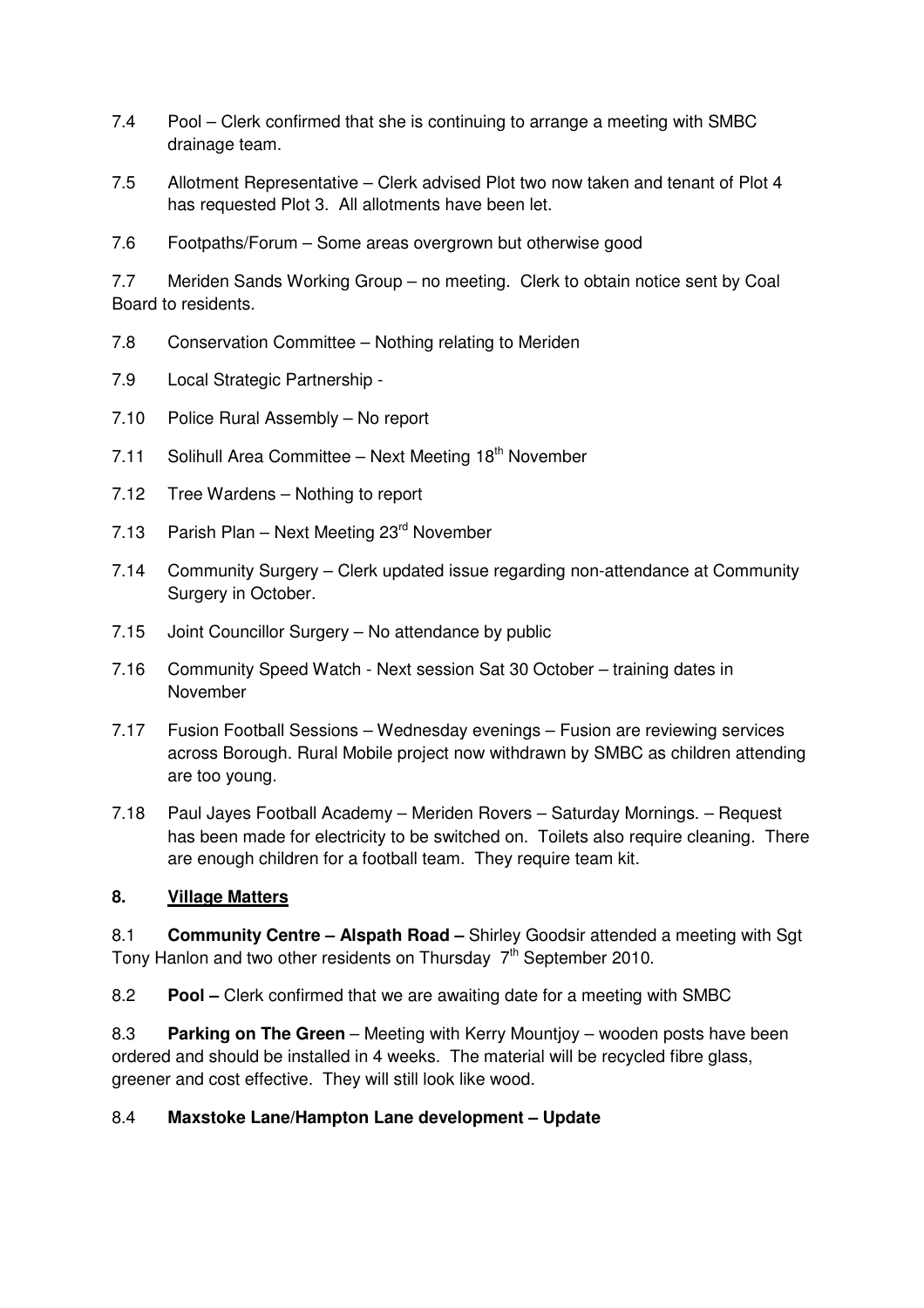7.4 Pool – Clerk confirmed that she is continuing to arrange a meeting with SMBC drainage team.

7.5 Allotment Representative – Clerk advised Plot two now taken and tenant of Plot 4 has requested Plot 3. All allotments have been let.

7.6 Footpaths/Forum – Some areas overgrown but otherwise good

7.7 Meriden Sands Working Group – no meeting. Clerk to obtain notice sent by Coal Board to residents.

7.8 Conservation Committee – Nothing relating to Meriden

7.9 Local Strategic Partnership -

7.10 Police Rural Assembly – No report

7.11 Solihull Area Committee – Next Meeting 18th November

7.12 Tree Wardens – Nothing to report

7.13 Parish Plan – Next Meeting 23rd November

7.14 Community Surgery – Clerk updated issue regarding non-attendance at Community Surgery in October.

7.15 Joint Councillor Surgery – No attendance by public

7.16 Community Speed Watch - Next session Sat 30 October – training dates in November

7.17 Fusion Football Sessions – Wednesday evenings – Fusion are reviewing services across Borough. Rural Mobile project now withdrawn by SMBC as children attending are too young.

7.18 Paul Jayes Football Academy – Meriden Rovers – Saturday Mornings. – Request has been made for electricity to be switched on. Toilets also require cleaning. There are enough children for a football team. They require team kit.

## 8. Village Matters

8.1 **Community Centre – Alspath Road –** Shirley Goodsir attended a meeting with Sgt Tony Hanlon and two other residents on Thursday 7th September 2010.

8.2 **Pool –** Clerk confirmed that we are awaiting date for a meeting with SMBC

8.3 **Parking on The Green** – Meeting with Kerry Mountjoy – wooden posts have been ordered and should be installed in 4 weeks. The material will be recycled fibre glass, greener and cost effective. They will still look like wood.

8.4 **Maxstoke Lane/Hampton Lane development – Update**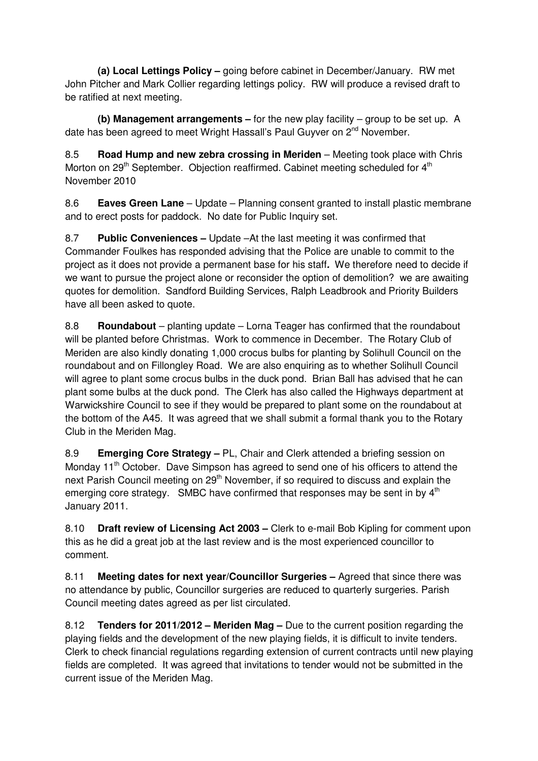**(a) Local Lettings Policy –** going before cabinet in December/January. RW met John Pitcher and Mark Collier regarding lettings policy. RW will produce a revised draft to be ratified at next meeting.

**(b) Management arrangements –** for the new play facility – group to be set up. A date has been agreed to meet Wright Hassall's Paul Guyver on 2nd November.

8.5 **Road Hump and new zebra crossing in Meriden** – Meeting took place with Chris Morton on 29th September. Objection reaffirmed. Cabinet meeting scheduled for 4th November 2010

8.6 **Eaves Green Lane** – Update – Planning consent granted to install plastic membrane and to erect posts for paddock. No date for Public Inquiry set.

8.7 **Public Conveniences –** Update –At the last meeting it was confirmed that Commander Foulkes has responded advising that the Police are unable to commit to the project as it does not provide a permanent base for his staff**.** We therefore need to decide if we want to pursue the project alone or reconsider the option of demolition? we are awaiting quotes for demolition. Sandford Building Services, Ralph Leadbrook and Priority Builders have all been asked to quote.

8.8 **Roundabout** – planting update – Lorna Teager has confirmed that the roundabout will be planted before Christmas. Work to commence in December. The Rotary Club of Meriden are also kindly donating 1,000 crocus bulbs for planting by Solihull Council on the roundabout and on Fillongley Road. We are also enquiring as to whether Solihull Council will agree to plant some crocus bulbs in the duck pond. Brian Ball has advised that he can plant some bulbs at the duck pond. The Clerk has also called the Highways department at Warwickshire Council to see if they would be prepared to plant some on the roundabout at the bottom of the A45. It was agreed that we shall submit a formal thank you to the Rotary Club in the Meriden Mag.

8.9 **Emerging Core Strategy –** PL, Chair and Clerk attended a briefing session on Monday 11th October. Dave Simpson has agreed to send one of his officers to attend the next Parish Council meeting on 29th November, if so required to discuss and explain the emerging core strategy. SMBC have confirmed that responses may be sent in by 4th January 2011.

8.10 **Draft review of Licensing Act 2003 –** Clerk to e-mail Bob Kipling for comment upon this as he did a great job at the last review and is the most experienced councillor to comment.

8.11 **Meeting dates for next year/Councillor Surgeries –** Agreed that since there was no attendance by public, Councillor surgeries are reduced to quarterly surgeries. Parish Council meeting dates agreed as per list circulated.

8.12 **Tenders for 2011/2012 – Meriden Mag –** Due to the current position regarding the playing fields and the development of the new playing fields, it is difficult to invite tenders. Clerk to check financial regulations regarding extension of current contracts until new playing fields are completed. It was agreed that invitations to tender would not be submitted in the current issue of the Meriden Mag.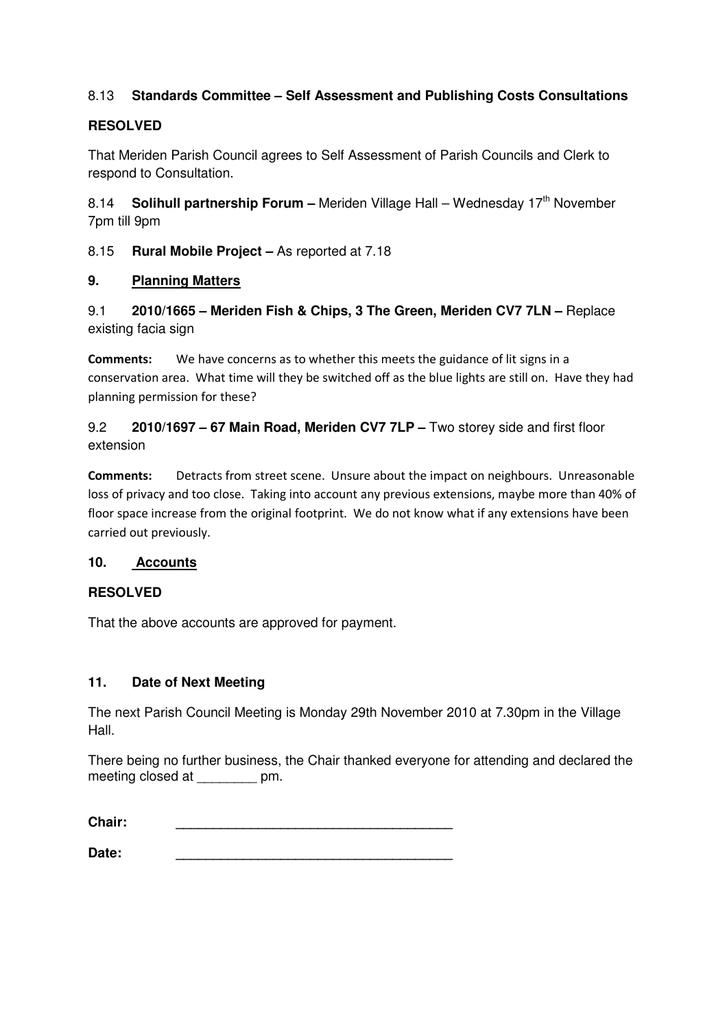8.13 **Standards Committee – Self Assessment and Publishing Costs Consultations**

**RESOLVED**

That Meriden Parish Council agrees to Self Assessment of Parish Councils and Clerk to respond to Consultation.

8.14 **Solihull partnership Forum –** Meriden Village Hall – Wednesday 17th November 7pm till 9pm

8.15 **Rural Mobile Project –** As reported at 7.18

## 9. Planning Matters

9.1 **2010/1665 – Meriden Fish & Chips, 3 The Green, Meriden CV7 7LN –** Replace existing facia sign

**Comments:** We have concerns as to whether this meets the guidance of lit signs in a conservation area. What time will they be switched off as the blue lights are still on. Have they had planning permission for these?

9.2 **2010/1697 – 67 Main Road, Meriden CV7 7LP –** Two storey side and first floor extension

**Comments:** Detracts from street scene. Unsure about the impact on neighbours. Unreasonable loss of privacy and too close. Taking into account any previous extensions, maybe more than 40% of floor space increase from the original footprint. We do not know what if any extensions have been carried out previously.

## 10. Accounts

**RESOLVED**

That the above accounts are approved for payment.

## 11. Date of Next Meeting

The next Parish Council Meeting is Monday 29th November 2010 at 7.30pm in the Village Hall.

There being no further business, the Chair thanked everyone for attending and declared the meeting closed at ________ pm.

**Chair:** ____________________________________

**Date:** ____________________________________